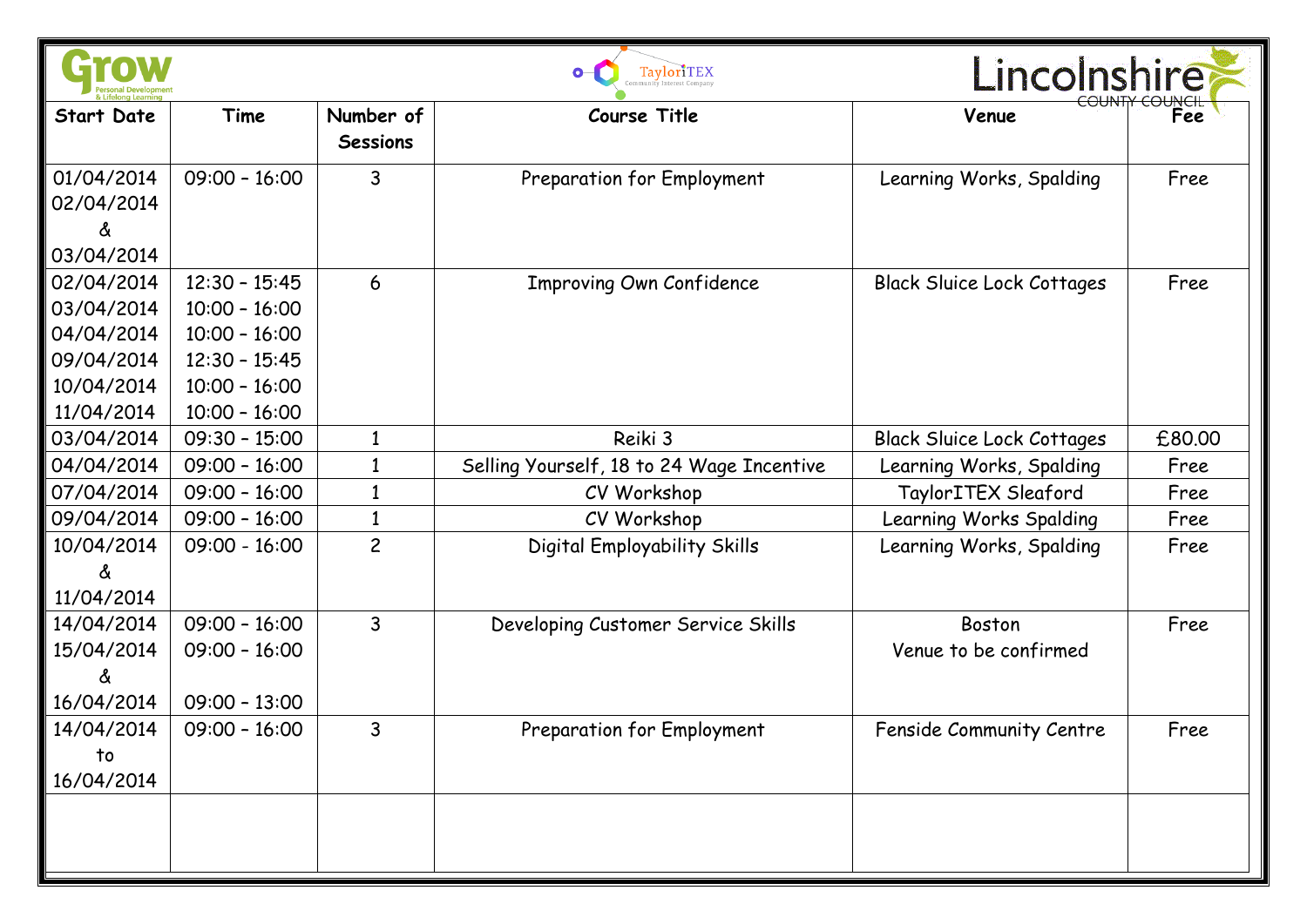Grow Personal Development & Lifelong Learning

TaylorITEX Community Interest Company

Lincolnshire County Council

| Start Date | Time | Number of Sessions | Course Title | Venue | Fee |
|---|---|---|---|---|---|
| 01/04/2014 02/04/2014 & 03/04/2014 | 09:00 - 16:00 | 3 | Preparation for Employment | Learning Works, Spalding | Free |
| 02/04/2014 03/04/2014 04/04/2014 09/04/2014 10/04/2014 11/04/2014 | 12:30 - 15:45 10:00 - 16:00 10:00 - 16:00 12:30 - 15:45 10:00 - 16:00 10:00 - 16:00 | 6 | Improving Own Confidence | Black Sluice Lock Cottages | Free |
| 03/04/2014 | 09:30 - 15:00 | 1 | Reiki 3 | Black Sluice Lock Cottages | £80.00 |
| 04/04/2014 | 09:00 - 16:00 | 1 | Selling Yourself, 18 to 24 Wage Incentive | Learning Works, Spalding | Free |
| 07/04/2014 | 09:00 - 16:00 | 1 | CV Workshop | TaylorITEX Sleaford | Free |
| 09/04/2014 | 09:00 - 16:00 | 1 | CV Workshop | Learning Works Spalding | Free |
| 10/04/2014 & 11/04/2014 | 09:00 - 16:00 | 2 | Digital Employability Skills | Learning Works, Spalding | Free |
| 14/04/2014 15/04/2014 & 16/04/2014 | 09:00 - 16:00 09:00 - 16:00 09:00 - 13:00 | 3 | Developing Customer Service Skills | Boston Venue to be confirmed | Free |
| 14/04/2014 to 16/04/2014 | 09:00 - 16:00 | 3 | Preparation for Employment | Fenside Community Centre | Free |
| | | | | | |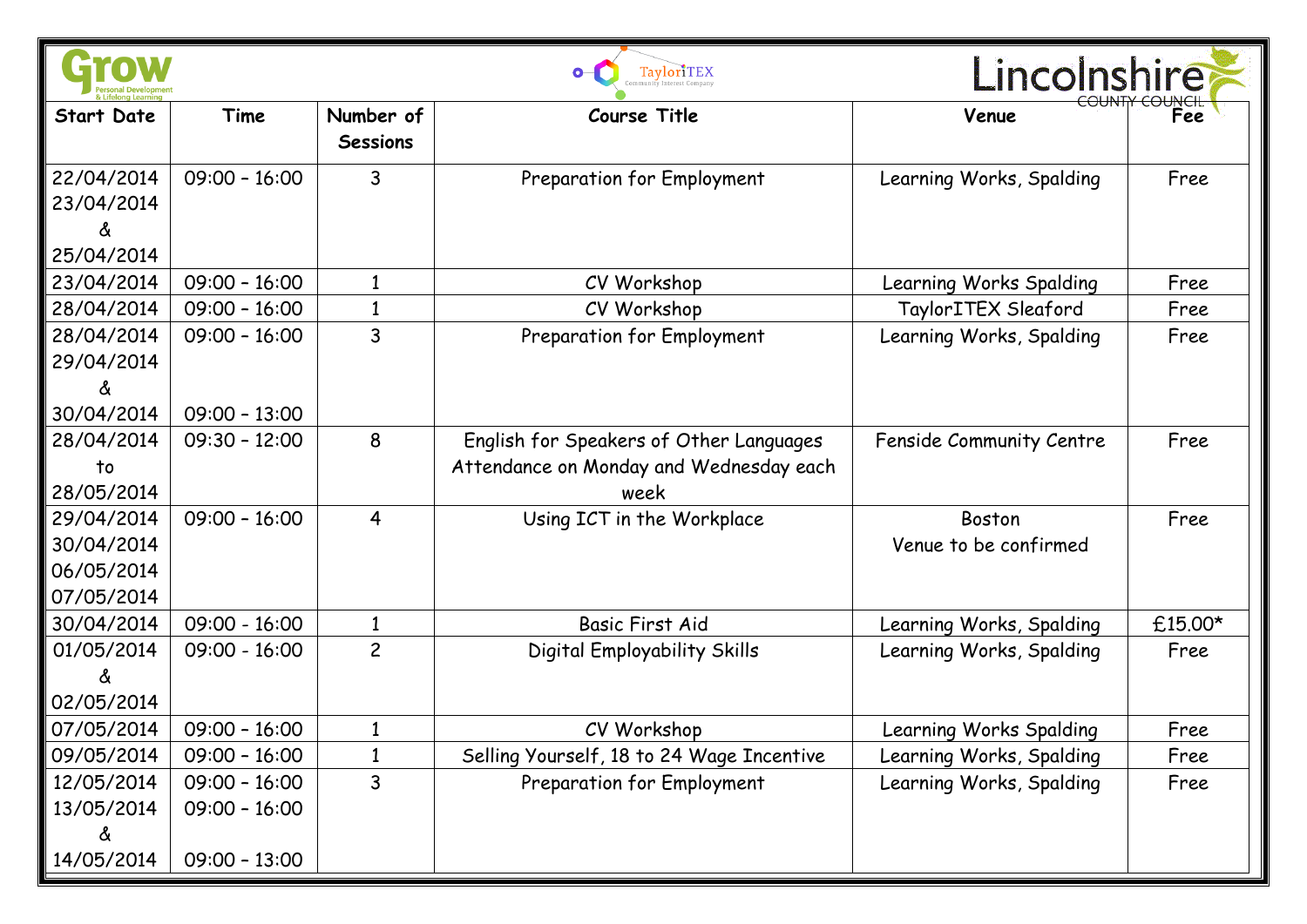| Start Date | Time | Number of Sessions | Course Title | Venue | Fee |
|---|---|---|---|---|---|
| 22/04/2014 23/04/2014 & 25/04/2014 | 09:00 – 16:00 | 3 | Preparation for Employment | Learning Works, Spalding | Free |
| 23/04/2014 | 09:00 – 16:00 | 1 | CV Workshop | Learning Works Spalding | Free |
| 28/04/2014 | 09:00 – 16:00 | 1 | CV Workshop | TaylorITEX Sleaford | Free |
| 28/04/2014 29/04/2014 & 30/04/2014 | 09:00 – 16:00 09:00 – 13:00 | 3 | Preparation for Employment | Learning Works, Spalding | Free |
| 28/04/2014 to 28/05/2014 | 09:30 – 12:00 | 8 | English for Speakers of Other Languages Attendance on Monday and Wednesday each week | Fenside Community Centre | Free |
| 29/04/2014 30/04/2014 06/05/2014 07/05/2014 | 09:00 – 16:00 | 4 | Using ICT in the Workplace | Boston Venue to be confirmed | Free |
| 30/04/2014 | 09:00 - 16:00 | 1 | Basic First Aid | Learning Works, Spalding | £15.00* |
| 01/05/2014 & 02/05/2014 | 09:00 - 16:00 | 2 | Digital Employability Skills | Learning Works, Spalding | Free |
| 07/05/2014 | 09:00 – 16:00 | 1 | CV Workshop | Learning Works Spalding | Free |
| 09/05/2014 | 09:00 – 16:00 | 1 | Selling Yourself, 18 to 24 Wage Incentive | Learning Works, Spalding | Free |
| 12/05/2014 13/05/2014 & 14/05/2014 | 09:00 – 16:00 09:00 – 16:00 09:00 – 13:00 | 3 | Preparation for Employment | Learning Works, Spalding | Free |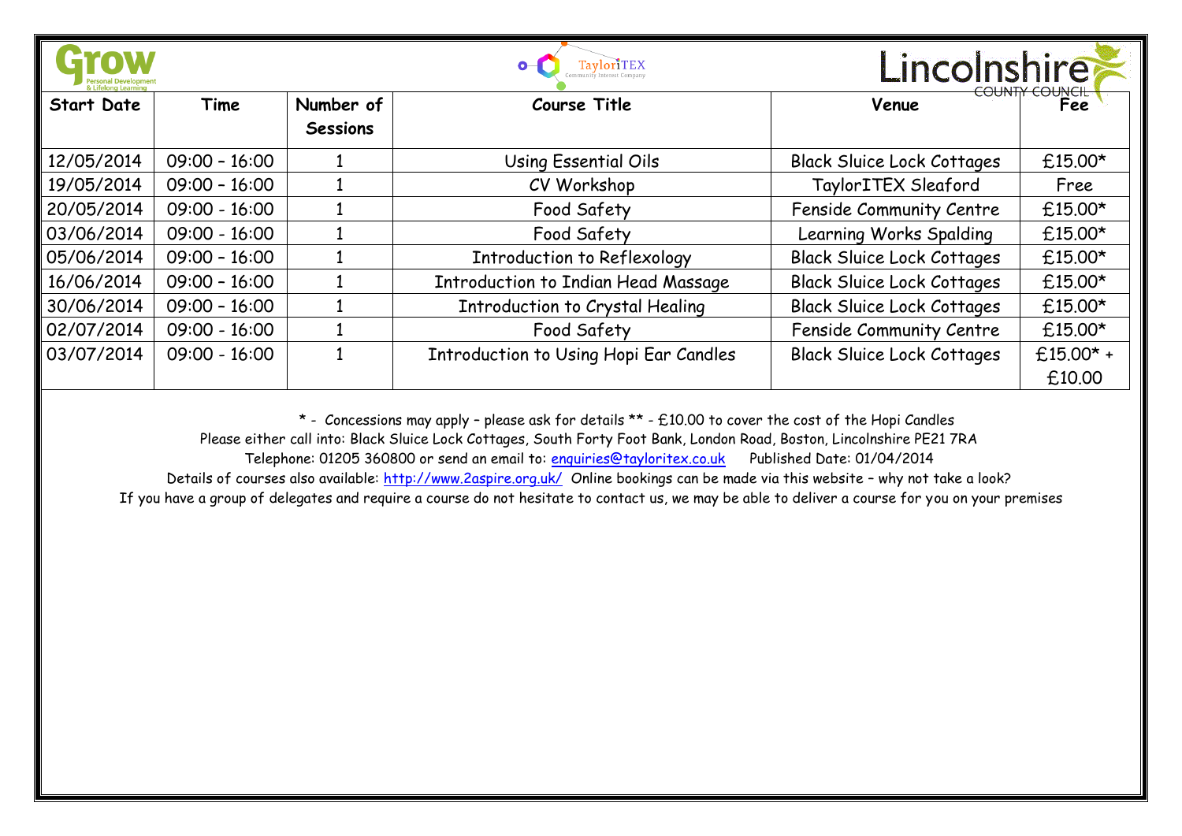| Start Date | Time | Number of Sessions | Course Title | Venue | Fee |
|---|---|---|---|---|---|
| 12/05/2014 | 09:00 – 16:00 | 1 | Using Essential Oils | Black Sluice Lock Cottages | £15.00* |
| 19/05/2014 | 09:00 – 16:00 | 1 | CV Workshop | TaylorITEX Sleaford | Free |
| 20/05/2014 | 09:00 - 16:00 | 1 | Food Safety | Fenside Community Centre | £15.00* |
| 03/06/2014 | 09:00 - 16:00 | 1 | Food Safety | Learning Works Spalding | £15.00* |
| 05/06/2014 | 09:00 – 16:00 | 1 | Introduction to Reflexology | Black Sluice Lock Cottages | £15.00* |
| 16/06/2014 | 09:00 – 16:00 | 1 | Introduction to Indian Head Massage | Black Sluice Lock Cottages | £15.00* |
| 30/06/2014 | 09:00 – 16:00 | 1 | Introduction to Crystal Healing | Black Sluice Lock Cottages | £15.00* |
| 02/07/2014 | 09:00 - 16:00 | 1 | Food Safety | Fenside Community Centre | £15.00* |
| 03/07/2014 | 09:00 - 16:00 | 1 | Introduction to Using Hopi Ear Candles | Black Sluice Lock Cottages | £15.00* + £10.00 |

* - Concessions may apply – please ask for details ** - £10.00 to cover the cost of the Hopi Candles

Please either call into: Black Sluice Lock Cottages, South Forty Foot Bank, London Road, Boston, Lincolnshire PE21 7RA

Telephone: 01205 360800 or send an email to: enquiries@tayloritex.co.uk Published Date: 01/04/2014

Details of courses also available: http://www.2aspire.org.uk/ Online bookings can be made via this website – why not take a look?

If you have a group of delegates and require a course do not hesitate to contact us, we may be able to deliver a course for you on your premises